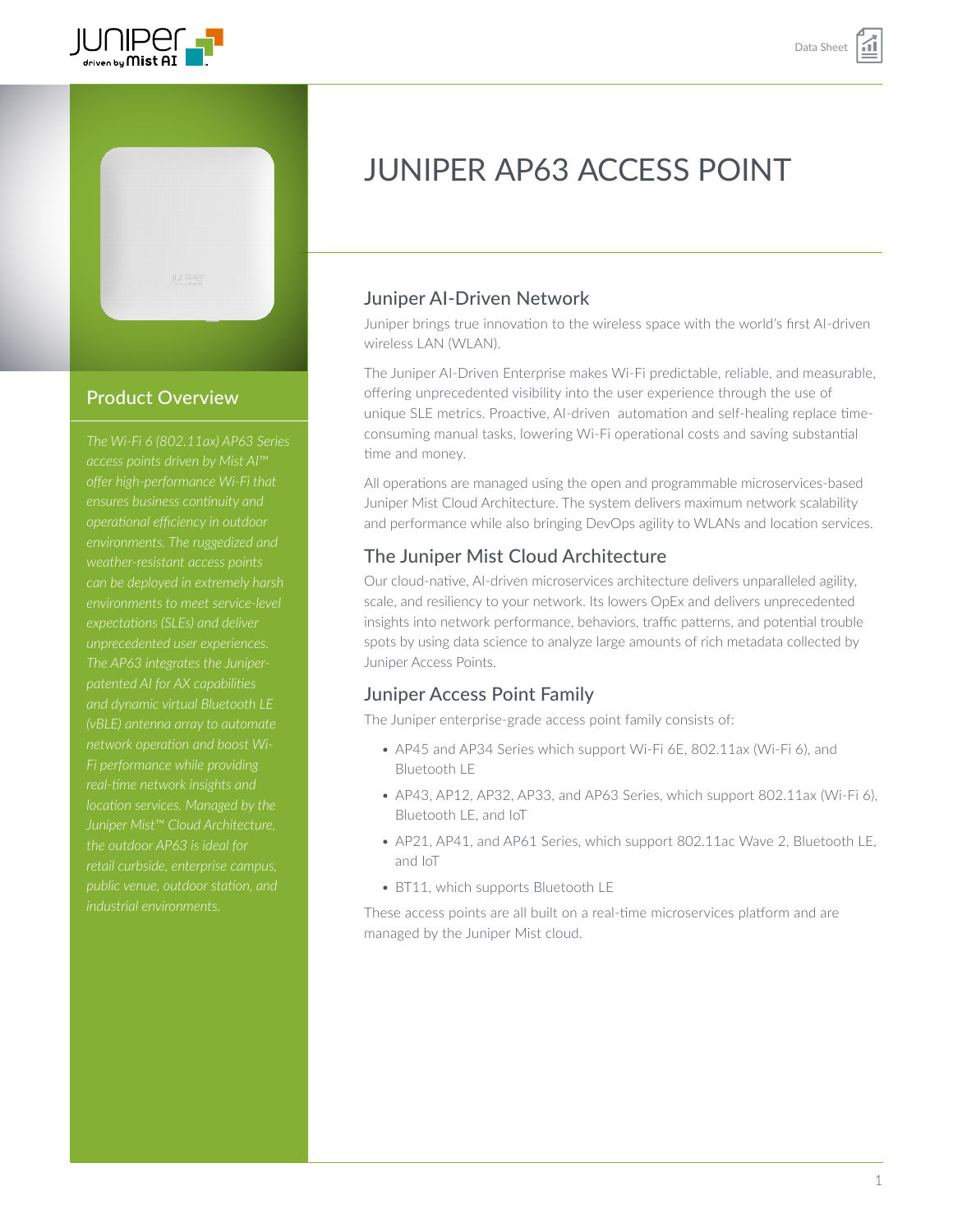# JUNIPER AP63 ACCESS POINT

## Product Overview

*The Wi-Fi 6 (802.11ax) AP63 Series access points driven by Mist AI™ offer high-performance Wi-Fi that ensures business continuity and operational efficiency in outdoor environments. The ruggedized and weather-resistant access points can be deployed in extremely harsh environments to meet service-level expectations (SLEs) and deliver unprecedented user experiences. The AP63 integrates the Juniper-patented AI for AX capabilities and dynamic virtual Bluetooth LE (vBLE) antenna array to automate network operation and boost Wi-Fi performance while providing real-time network insights and location services. Managed by the Juniper Mist™ Cloud Architecture, the outdoor AP63 is ideal for retail curbside, enterprise campus, public venue, outdoor station, and industrial environments.*

## Juniper AI-Driven Network

Juniper brings true innovation to the wireless space with the world's first AI-driven wireless LAN (WLAN).

The Juniper AI-Driven Enterprise makes Wi-Fi predictable, reliable, and measurable, offering unprecedented visibility into the user experience through the use of unique SLE metrics. Proactive, AI-driven automation and self-healing replace time-consuming manual tasks, lowering Wi-Fi operational costs and saving substantial time and money.

All operations are managed using the open and programmable microservices-based Juniper Mist Cloud Architecture. The system delivers maximum network scalability and performance while also bringing DevOps agility to WLANs and location services.

## The Juniper Mist Cloud Architecture

Our cloud-native, AI-driven microservices architecture delivers unparalleled agility, scale, and resiliency to your network. Its lowers OpEx and delivers unprecedented insights into network performance, behaviors, traffic patterns, and potential trouble spots by using data science to analyze large amounts of rich metadata collected by Juniper Access Points.

## Juniper Access Point Family

The Juniper enterprise-grade access point family consists of:

- AP45 and AP34 Series which support Wi-Fi 6E, 802.11ax (Wi-Fi 6), and Bluetooth LE
- AP43, AP12, AP32, AP33, and AP63 Series, which support 802.11ax (Wi-Fi 6), Bluetooth LE, and IoT
- AP21, AP41, and AP61 Series, which support 802.11ac Wave 2, Bluetooth LE, and IoT
- BT11, which supports Bluetooth LE

These access points are all built on a real-time microservices platform and are managed by the Juniper Mist cloud.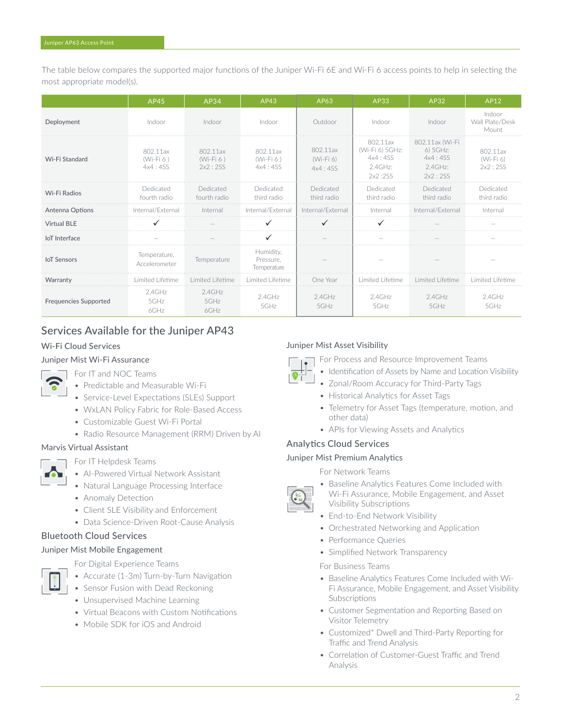The table below compares the supported major functions of the Juniper Wi-Fi 6E and Wi-Fi 6 access points to help in selecting the most appropriate model(s).

| | AP45 | AP34 | AP43 | AP63 | AP33 | AP32 | AP12 |
|---|---|---|---|---|---|---|---|
| Deployment | Indoor | Indoor | Indoor | Outdoor | Indoor | Indoor | Indoor Wall Plate/Desk Mount |
| Wi-Fi Standard | 802.11ax (Wi-Fi 6 ) 4x4 : 4SS | 802.11ax (Wi-Fi 6 ) 2x2 : 2SS | 802.11ax (Wi-Fi 6 ) 4x4 : 4SS | 802.11ax (Wi-Fi 6) 4x4 : 4SS | 802.11ax (Wi-Fi 6) 5GHz: 4x4 : 4SS 2.4GHz: 2x2 :2SS | 802.11ax (Wi-Fi 6) 5GHz: 4x4 : 4SS 2.4GHz: 2x2 : 2SS | 802.11ax (Wi-Fi 6) 2x2 : 2SS |
| Wi-Fi Radios | Dedicated fourth radio | Dedicated fourth radio | Dedicated third radio | Dedicated third radio | Dedicated third radio | Dedicated third radio | Dedicated third radio |
| Antenna Options | Internal/External | Internal | Internal/External | Internal/External | Internal | Internal/External | Internal |
| Virtual BLE | ✓ | – | ✓ | ✓ | ✓ | – | – |
| IoT Interface | – | – | ✓ | – | – | – | – |
| IoT Sensors | Temperature, Accelerometer | Temperature | Humidity, Pressure, Temperature | – | – | – | – |
| Warranty | Limited Lifetime | Limited Lifetime | Limited Lifetime | One Year | Limited Lifetime | Limited Lifetime | Limited Lifetime |
| Frequencies Supported | 2.4GHz 5GHz 6GHz | 2.4GHz 5GHz 6GHz | 2.4GHz 5GHz | 2.4GHz 5GHz | 2.4GHz 5GHz | 2.4GHz 5GHz | 2.4GHz 5GHz |

## Services Available for the Juniper AP43

### Wi-Fi Cloud Services

#### Juniper Mist Wi-Fi Assurance

For IT and NOC Teams

- Predictable and Measurable Wi-Fi
- Service-Level Expectations (SLEs) Support
- WxLAN Policy Fabric for Role-Based Access
- Customizable Guest Wi-Fi Portal
- Radio Resource Management (RRM) Driven by AI

#### Marvis Virtual Assistant

For IT Helpdesk Teams

- AI-Powered Virtual Network Assistant
- Natural Language Processing Interface
- Anomaly Detection
- Client SLE Visibility and Enforcement
- Data Science-Driven Root-Cause Analysis

### Bluetooth Cloud Services

#### Juniper Mist Mobile Engagement

For Digital Experience Teams

- Accurate (1-3m) Turn-by-Turn Navigation
- Sensor Fusion with Dead Reckoning
- Unsupervised Machine Learning
- Virtual Beacons with Custom Notifications
- Mobile SDK for iOS and Android

#### Juniper Mist Asset Visibility

For Process and Resource Improvement Teams

- Identification of Assets by Name and Location Visibility
- Zonal/Room Accuracy for Third-Party Tags
- Historical Analytics for Asset Tags
- Telemetry for Asset Tags (temperature, motion, and other data)
- APIs for Viewing Assets and Analytics

### Analytics Cloud Services

#### Juniper Mist Premium Analytics

For Network Teams

- Baseline Analytics Features Come Included with Wi-Fi Assurance, Mobile Engagement, and Asset Visibility Subscriptions
- End-to-End Network Visibility
- Orchestrated Networking and Application
- Performance Queries
- Simplified Network Transparency

For Business Teams

- Baseline Analytics Features Come Included with Wi-Fi Assurance, Mobile Engagement, and Asset Visibility Subscriptions
- Customer Segmentation and Reporting Based on Visitor Telemetry
- Customized* Dwell and Third-Party Reporting for Traffic and Trend Analysis
- Correlation of Customer-Guest Traffic and Trend Analysis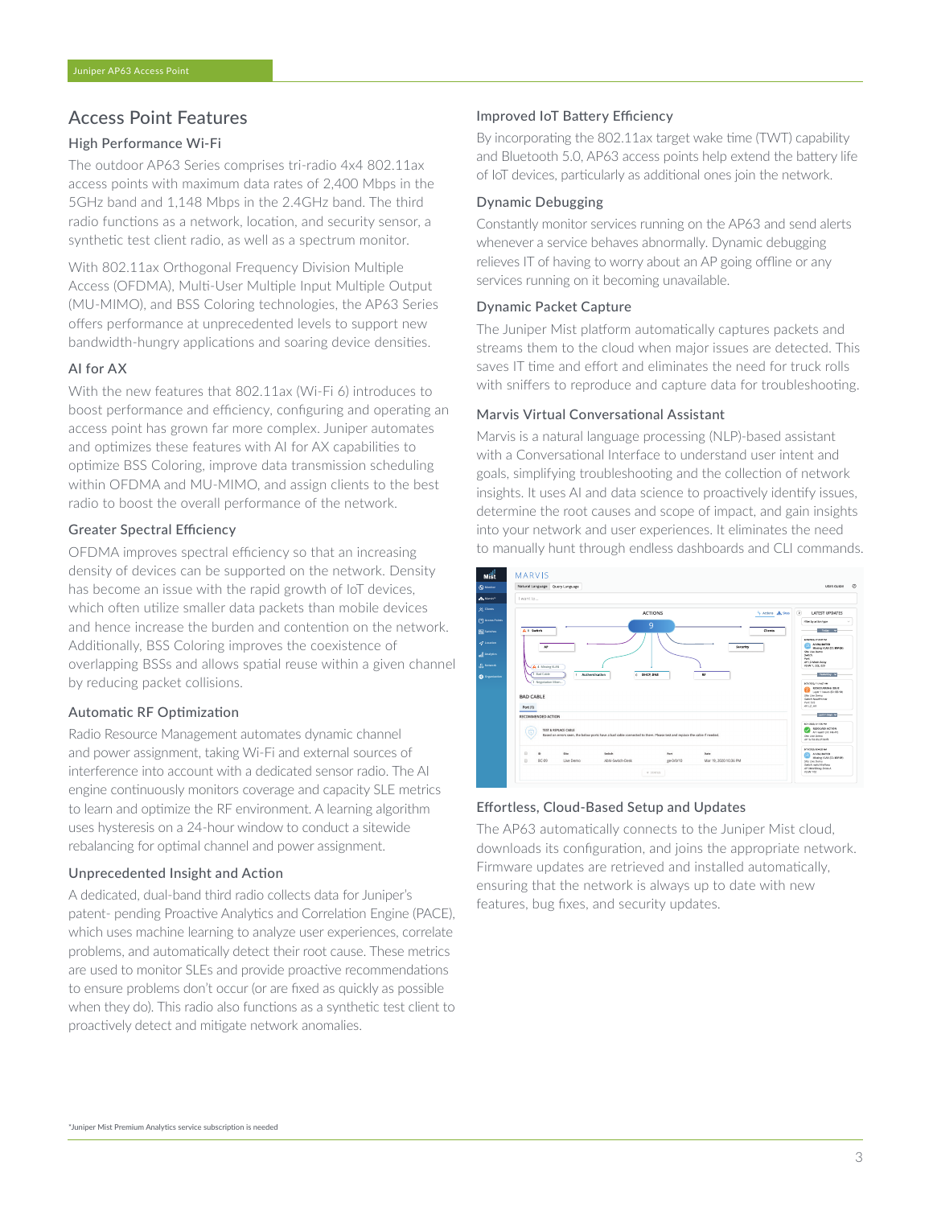## Access Point Features

### High Performance Wi-Fi

The outdoor AP63 Series comprises tri-radio 4x4 802.11ax access points with maximum data rates of 2,400 Mbps in the 5GHz band and 1,148 Mbps in the 2.4GHz band. The third radio functions as a network, location, and security sensor, a synthetic test client radio, as well as a spectrum monitor.

With 802.11ax Orthogonal Frequency Division Multiple Access (OFDMA), Multi-User Multiple Input Multiple Output (MU-MIMO), and BSS Coloring technologies, the AP63 Series offers performance at unprecedented levels to support new bandwidth-hungry applications and soaring device densities.

### AI for AX

With the new features that 802.11ax (Wi-Fi 6) introduces to boost performance and efficiency, configuring and operating an access point has grown far more complex. Juniper automates and optimizes these features with AI for AX capabilities to optimize BSS Coloring, improve data transmission scheduling within OFDMA and MU-MIMO, and assign clients to the best radio to boost the overall performance of the network.

### Greater Spectral Efficiency

OFDMA improves spectral efficiency so that an increasing density of devices can be supported on the network. Density has become an issue with the rapid growth of IoT devices, which often utilize smaller data packets than mobile devices and hence increase the burden and contention on the network. Additionally, BSS Coloring improves the coexistence of overlapping BSSs and allows spatial reuse within a given channel by reducing packet collisions.

### Automatic RF Optimization

Radio Resource Management automates dynamic channel and power assignment, taking Wi-Fi and external sources of interference into account with a dedicated sensor radio. The AI engine continuously monitors coverage and capacity SLE metrics to learn and optimize the RF environment. A learning algorithm uses hysteresis on a 24-hour window to conduct a sitewide rebalancing for optimal channel and power assignment.

### Unprecedented Insight and Action

A dedicated, dual-band third radio collects data for Juniper's patent- pending Proactive Analytics and Correlation Engine (PACE), which uses machine learning to analyze user experiences, correlate problems, and automatically detect their root cause. These metrics are used to monitor SLEs and provide proactive recommendations to ensure problems don't occur (or are fixed as quickly as possible when they do). This radio also functions as a synthetic test client to proactively detect and mitigate network anomalies.

### Improved IoT Battery Efficiency

By incorporating the 802.11ax target wake time (TWT) capability and Bluetooth 5.0, AP63 access points help extend the battery life of IoT devices, particularly as additional ones join the network.

### Dynamic Debugging

Constantly monitor services running on the AP63 and send alerts whenever a service behaves abnormally. Dynamic debugging relieves IT of having to worry about an AP going offline or any services running on it becoming unavailable.

### Dynamic Packet Capture

The Juniper Mist platform automatically captures packets and streams them to the cloud when major issues are detected. This saves IT time and effort and eliminates the need for truck rolls with sniffers to reproduce and capture data for troubleshooting.

### Marvis Virtual Conversational Assistant

Marvis is a natural language processing (NLP)-based assistant with a Conversational Interface to understand user intent and goals, simplifying troubleshooting and the collection of network insights. It uses AI and data science to proactively identify issues, determine the root causes and scope of impact, and gain insights into your network and user experiences. It eliminates the need to manually hunt through endless dashboards and CLI commands.

### Effortless, Cloud-Based Setup and Updates

The AP63 automatically connects to the Juniper Mist cloud, downloads its configuration, and joins the appropriate network. Firmware updates are retrieved and installed automatically, ensuring that the network is always up to date with new features, bug fixes, and security updates.

*Juniper Mist Premium Analytics service subscription is needed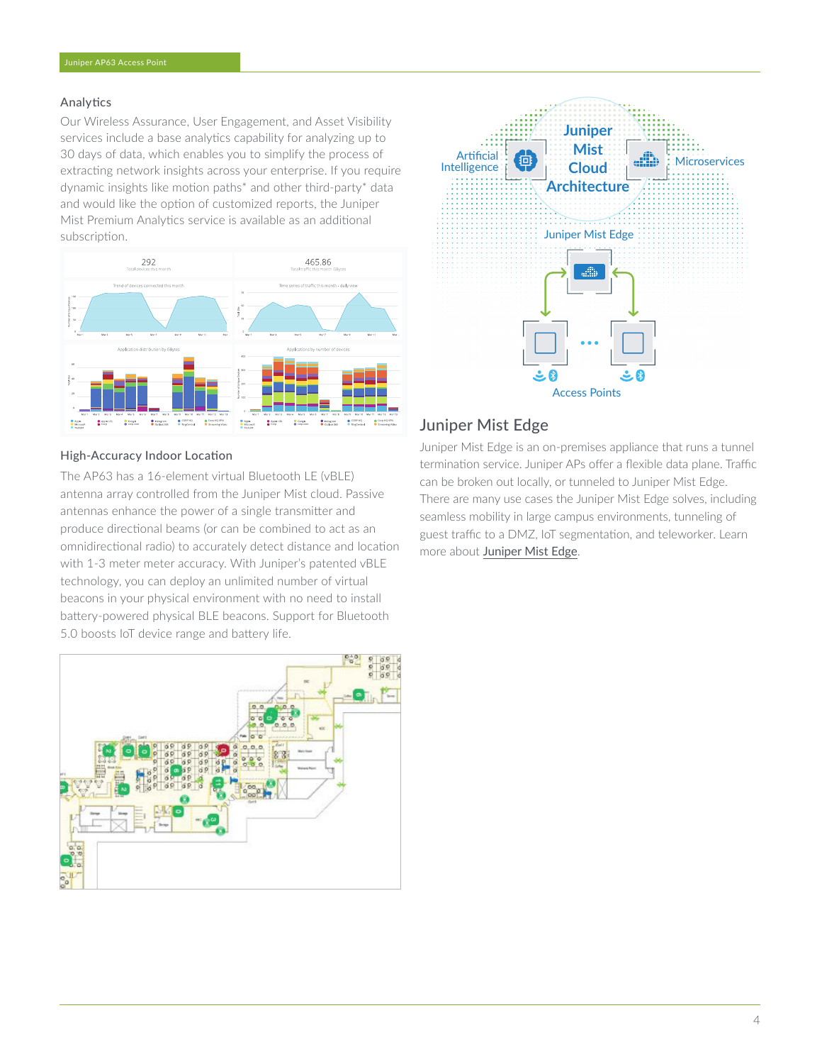### Analytics

Our Wireless Assurance, User Engagement, and Asset Visibility services include a base analytics capability for analyzing up to 30 days of data, which enables you to simplify the process of extracting network insights across your enterprise. If you require dynamic insights like motion paths* and other third-party* data and would like the option of customized reports, the Juniper Mist Premium Analytics service is available as an additional subscription.

### High-Accuracy Indoor Location

The AP63 has a 16-element virtual Bluetooth LE (vBLE) antenna array controlled from the Juniper Mist cloud. Passive antennas enhance the power of a single transmitter and produce directional beams (or can be combined to act as an omnidirectional radio) to accurately detect distance and location with 1-3 meter meter accuracy. With Juniper's patented vBLE technology, you can deploy an unlimited number of virtual beacons in your physical environment with no need to install battery-powered physical BLE beacons. Support for Bluetooth 5.0 boosts IoT device range and battery life.

## Juniper Mist Edge

Juniper Mist Edge is an on-premises appliance that runs a tunnel termination service. Juniper APs offer a flexible data plane. Traffic can be broken out locally, or tunneled to Juniper Mist Edge. There are many use cases the Juniper Mist Edge solves, including seamless mobility in large campus environments, tunneling of guest traffic to a DMZ, IoT segmentation, and teleworker. Learn more about Juniper Mist Edge.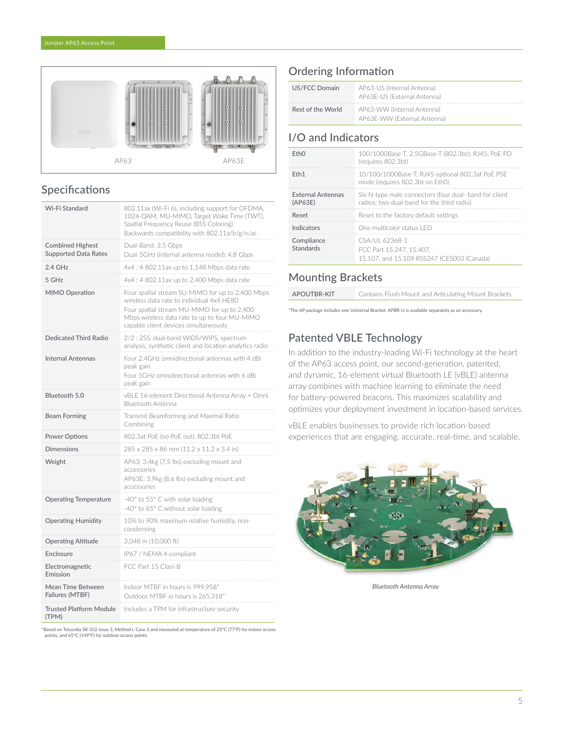AP63 AP63E

## Specifications

| | |
|---|---|
| Wi-Fi Standard | 802.11ax (Wi-Fi 6), including support for OFDMA, 1024-QAM, MU-MIMO, Target Wake Time (TWT), Spatial Frequency Reuse (BSS Coloring). Backwards compatibility with 802.11a/b/g/n/ac |
| Combined Highest Supported Data Rates | Dual-Band: 3.5 Gbps<br>Dual-5GHz (internal antenna model): 4.8 Gbps |
| 2.4 GHz | 4x4 : 4 802.11ax up to 1,148 Mbps data rate |
| 5 GHz | 4x4 : 4 802.11ax up to 2,400 Mbps data rate |
| MIMO Operation | Four spatial stream SU-MIMO for up to 2,400 Mbps wireless data rate to individual 4x4 HE80<br>Four spatial stream MU-MIMO for up to 2,400 Mbps wireless data rate to up to four MU-MIMO capable client devices simultaneously |
| Dedicated Third Radio | 2/2 : 2SS, dual-band WIDS/WIPS, spectrum analysis, synthetic client and location analytics radio |
| Internal Antennas | Four 2.4GHz omnidirectional antennas with 4 dBi peak gain<br>Four 5GHz omnidirectional antennas with 6 dBi peak gain |
| Bluetooth 5.0 | vBLE 16-element Directional Antenna Array + Omni Bluetooth Antenna |
| Beam Forming | Transmit Beamforming and Maximal Ratio Combining |
| Power Options | 802.3at PoE (no PoE out), 802.3bt PoE |
| Dimensions | 285 x 285 x 86 mm (11.2 x 11.2 x 3.4 in) |
| Weight | AP63: 3.4kg (7.5 lbs) excluding mount and accessories<br>AP63E: 3.9kg (8.6 lbs) excluding mount and accessories |
| Operating Temperature | -40° to 55° C with solar loading<br>-40° to 65° C without solar loading |
| Operating Humidity | 10% to 90% maximum relative humidity, non-condensing |
| Operating Altitude | 3,048 m (10,000 ft) |
| Enclosure | IP67 / NEMA 4 compliant |
| Electromagnetic Emission | FCC Part 15 Class B |
| Mean Time Between Failures (MTBF) | Indoor MTBF in hours is 999,958*<br>Outdoor MTBF in hours is 265,318* |
| Trusted Platform Module (TPM) | Includes a TPM for infrastructure security |

*Based on Telcordia SR-332 issue 3, Method I, Case 3 and measured at temperature of 25°C (77°F) for indoor access points, and 65°C (149°F) for outdoor access points.

## Ordering Information

| | |
|---|---|
| US/FCC Domain | AP63-US (Internal Antenna)<br>AP63E-US (External Antenna) |
| Rest of the World | AP63-WW (Internal Antenna)<br>AP63E-WW (External Antenna) |

## I/O and Indicators

| | |
|---|---|
| Eth0 | 100/1000Base-T, 2.5GBase-T (802.3bz); RJ45; PoE PD (requires 802.3bt) |
| Eth1 | 10/100/1000Base-T; RJ45 optional 802.3af PoE PSE mode (requires 802.3bt on Eth0) |
| External Antennas (AP63E) | Six N-type male connectors (four dual- band for client radios; two dual-band for the third radio) |
| Reset | Reset to the factory default settings |
| Indicators | One multicolor status LED |
| Compliance Standards | CSA/UL 62368-1<br>FCC Part 15.247, 15.407, 15.107, and 15.109 RSS247 ICES003 (Canada) |

## Mounting Brackets

| | |
|---|---|
| APOUTBR-KIT | Contains Flush Mount and Articulating Mount Brackets |

*The AP package includes one Universal Bracket. APBR-U is available separately as an accessory.

## Patented VBLE Technology

In addition to the industry-leading Wi-Fi technology at the heart of the AP63 access point, our second-generation, patented, and dynamic, 16-element virtual Bluetooth LE (vBLE) antenna array combines with machine learning to eliminate the need for battery-powered beacons. This maximizes scalability and optimizes your deployment investment in location-based services.

vBLE enables businesses to provide rich location-based experiences that are engaging, accurate, real-time, and scalable.

*Bluetooth Antenna Array*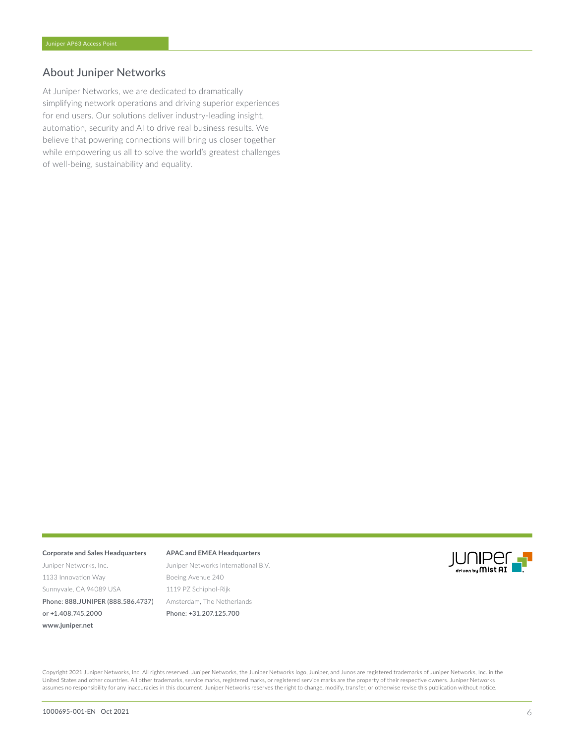## About Juniper Networks

At Juniper Networks, we are dedicated to dramatically simplifying network operations and driving superior experiences for end users. Our solutions deliver industry-leading insight, automation, security and AI to drive real business results. We believe that powering connections will bring us closer together while empowering us all to solve the world's greatest challenges of well-being, sustainability and equality.

**Corporate and Sales Headquarters**
Juniper Networks, Inc.
1133 Innovation Way
Sunnyvale, CA 94089 USA
Phone: 888.JUNIPER (888.586.4737)
or +1.408.745.2000
**www.juniper.net**

**APAC and EMEA Headquarters**
Juniper Networks International B.V.
Boeing Avenue 240
1119 PZ Schiphol-Rijk
Amsterdam, The Netherlands
Phone: +31.207.125.700

Copyright 2021 Juniper Networks, Inc. All rights reserved. Juniper Networks, the Juniper Networks logo, Juniper, and Junos are registered trademarks of Juniper Networks, Inc. in the United States and other countries. All other trademarks, service marks, registered marks, or registered service marks are the property of their respective owners. Juniper Networks assumes no responsibility for any inaccuracies in this document. Juniper Networks reserves the right to change, modify, transfer, or otherwise revise this publication without notice.

1000695-001-EN Oct 2021